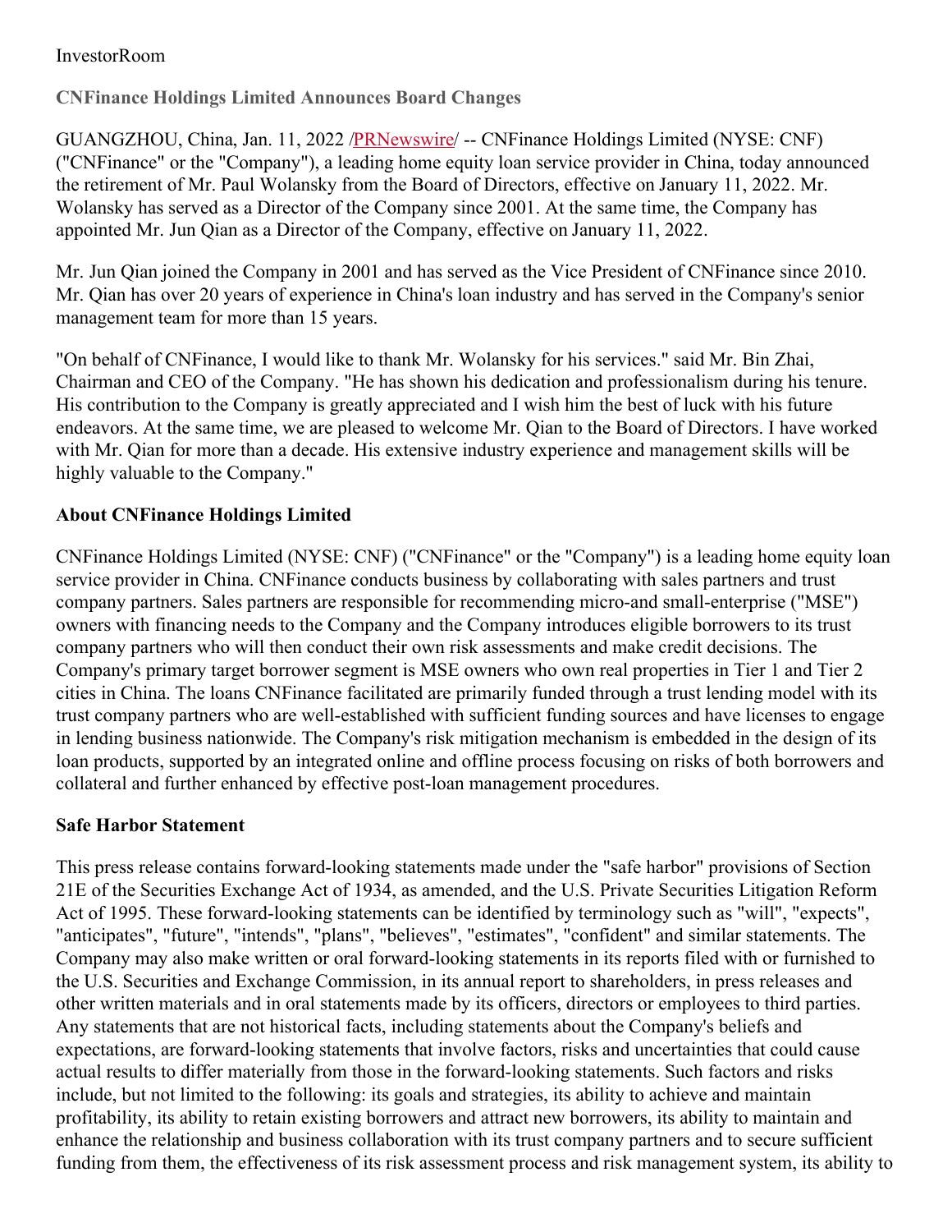InvestorRoom

**CNFinance Holdings Limited Announces Board Changes**

GUANGZHOU, China, Jan. 11, 2022 /PRNewswire/ -- CNFinance Holdings Limited (NYSE: CNF) ("CNFinance" or the "Company"), a leading home equity loan service provider in China, today announced the retirement of Mr. Paul Wolansky from the Board of Directors, effective on January 11, 2022. Mr. Wolansky has served as a Director of the Company since 2001. At the same time, the Company has appointed Mr. Jun Qian as a Director of the Company, effective on January 11, 2022.

Mr. Jun Qian joined the Company in 2001 and has served as the Vice President of CNFinance since 2010. Mr. Qian has over 20 years of experience in China's loan industry and has served in the Company's senior management team for more than 15 years.

"On behalf of CNFinance, I would like to thank Mr. Wolansky for his services." said Mr. Bin Zhai, Chairman and CEO of the Company. "He has shown his dedication and professionalism during his tenure. His contribution to the Company is greatly appreciated and I wish him the best of luck with his future endeavors. At the same time, we are pleased to welcome Mr. Qian to the Board of Directors. I have worked with Mr. Qian for more than a decade. His extensive industry experience and management skills will be highly valuable to the Company."

## About CNFinance Holdings Limited

CNFinance Holdings Limited (NYSE: CNF) ("CNFinance" or the "Company") is a leading home equity loan service provider in China. CNFinance conducts business by collaborating with sales partners and trust company partners. Sales partners are responsible for recommending micro-and small-enterprise ("MSE") owners with financing needs to the Company and the Company introduces eligible borrowers to its trust company partners who will then conduct their own risk assessments and make credit decisions. The Company's primary target borrower segment is MSE owners who own real properties in Tier 1 and Tier 2 cities in China. The loans CNFinance facilitated are primarily funded through a trust lending model with its trust company partners who are well-established with sufficient funding sources and have licenses to engage in lending business nationwide. The Company's risk mitigation mechanism is embedded in the design of its loan products, supported by an integrated online and offline process focusing on risks of both borrowers and collateral and further enhanced by effective post-loan management procedures.

## Safe Harbor Statement

This press release contains forward-looking statements made under the "safe harbor" provisions of Section 21E of the Securities Exchange Act of 1934, as amended, and the U.S. Private Securities Litigation Reform Act of 1995. These forward-looking statements can be identified by terminology such as "will", "expects", "anticipates", "future", "intends", "plans", "believes", "estimates", "confident" and similar statements. The Company may also make written or oral forward-looking statements in its reports filed with or furnished to the U.S. Securities and Exchange Commission, in its annual report to shareholders, in press releases and other written materials and in oral statements made by its officers, directors or employees to third parties. Any statements that are not historical facts, including statements about the Company's beliefs and expectations, are forward-looking statements that involve factors, risks and uncertainties that could cause actual results to differ materially from those in the forward-looking statements. Such factors and risks include, but not limited to the following: its goals and strategies, its ability to achieve and maintain profitability, its ability to retain existing borrowers and attract new borrowers, its ability to maintain and enhance the relationship and business collaboration with its trust company partners and to secure sufficient funding from them, the effectiveness of its risk assessment process and risk management system, its ability to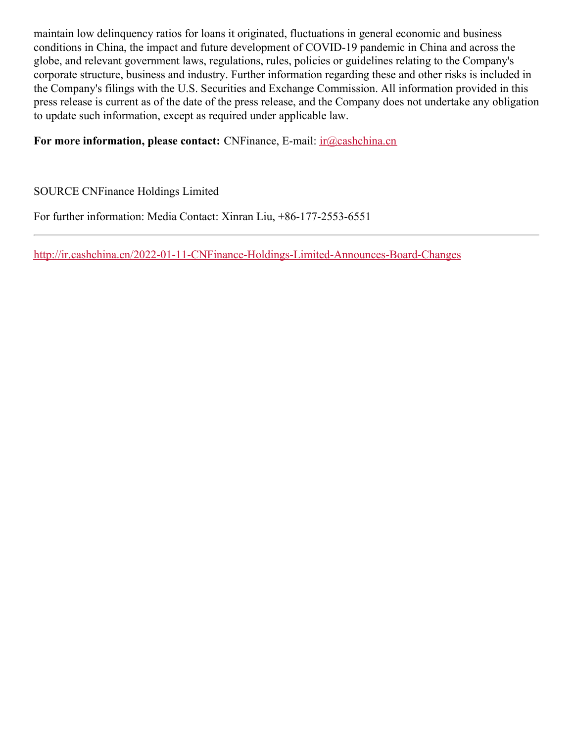maintain low delinquency ratios for loans it originated, fluctuations in general economic and business conditions in China, the impact and future development of COVID-19 pandemic in China and across the globe, and relevant government laws, regulations, rules, policies or guidelines relating to the Company's corporate structure, business and industry. Further information regarding these and other risks is included in the Company's filings with the U.S. Securities and Exchange Commission. All information provided in this press release is current as of the date of the press release, and the Company does not undertake any obligation to update such information, except as required under applicable law.

**For more information, please contact:** CNFinance, E-mail: ir@cashchina.cn

SOURCE CNFinance Holdings Limited

For further information: Media Contact: Xinran Liu, +86-177-2553-6551

---

http://ir.cashchina.cn/2022-01-11-CNFinance-Holdings-Limited-Announces-Board-Changes